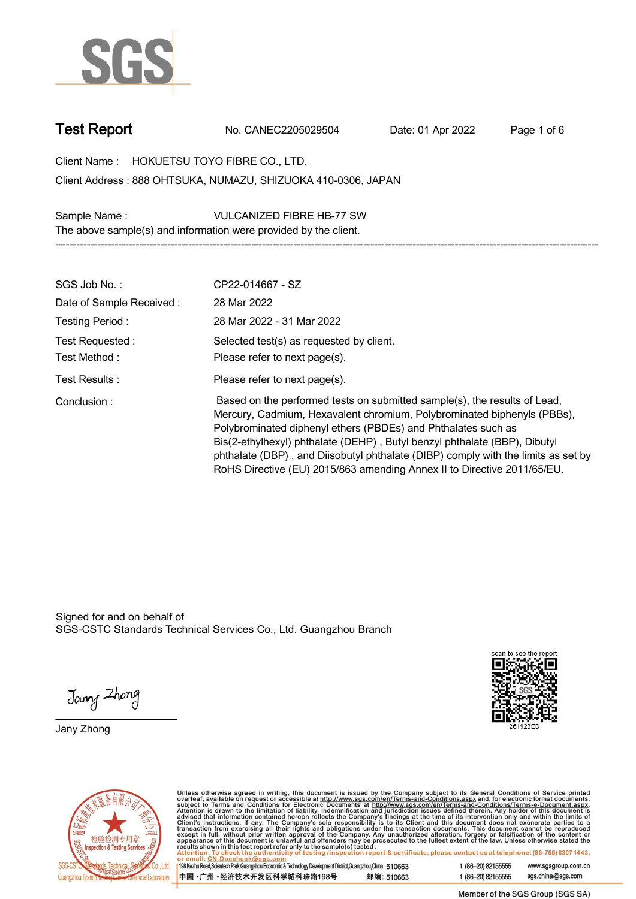# Test Report

No. CANEC2205029504 Date: 01 Apr 2022

Client Name : HOKUETSU TOYO FIBRE CO., LTD.

Client Address : 888 OHTSUKA, NUMAZU, SHIZUOKA 410-0306, JAPAN

Sample Name : VULCANIZED FIBRE HB-77 SW

The above sample(s) and information were provided by the client.

---

| | |
|---|---|
| SGS Job No. : | CP22-014667 - SZ |
| Date of Sample Received : | 28 Mar 2022 |
| Testing Period : | 28 Mar 2022 - 31 Mar 2022 |
| Test Requested : | Selected test(s) as requested by client. |
| Test Method : | Please refer to next page(s). |
| Test Results : | Please refer to next page(s). |
| Conclusion : | Based on the performed tests on submitted sample(s), the results of Lead, Mercury, Cadmium, Hexavalent chromium, Polybrominated biphenyls (PBBs), Polybrominated diphenyl ethers (PBDEs) and Phthalates such as Bis(2-ethylhexyl) phthalate (DEHP) , Butyl benzyl phthalate (BBP), Dibutyl phthalate (DBP) , and Diisobutyl phthalate (DIBP) comply with the limits as set by RoHS Directive (EU) 2015/863 amending Annex II to Directive 2011/65/EU. |

Signed for and on behalf of
SGS-CSTC Standards Technical Services Co., Ltd. Guangzhou Branch

Jany Zhong

scan to see the report
261923ED

Unless otherwise agreed in writing, this document is issued by the Company subject to its General Conditions of Service printed overleaf, available on request or accessible at http://www.sgs.com/en/Terms-and-Conditions.aspx and, for electronic format documents, subject to Terms and Conditions for Electronic Documents at http://www.sgs.com/en/Terms-and-Conditions/Terms-e-Document.aspx. Attention is drawn to the limitation of liability, indemnification and jurisdiction issues defined therein. Any holder of this document is advised that information contained hereon reflects the Company's findings at the time of its intervention only and within the limits of Client's instructions, if any. The Company's sole responsibility is to its Client and this document does not exonerate parties to a transaction from exercising all their rights and obligations under the transaction documents. This document cannot be reproduced except in full, without prior written approval of the Company. Any unauthorized alteration, forgery or falsification of the content or appearance of this document is unlawful and offenders may be prosecuted to the fullest extent of the law. Unless otherwise stated the results shown in this test report refer only to the sample(s) tested.

Attention: To check the authenticity of testing /inspection report & certificate, please contact us at telephone: (86-755) 8307 1443, or email: CN.Doccheck@sgs.com

198 Kezhu Road,Scientech Park Guangzhou Economic & Technology Development District,Guangzhou,China 510663 t (86–20) 82155555 www.sgsgroup.com.cn

中国・广州・经济技术开发区科学城科珠路198号 邮编: 510663 t (86–20) 82155555 sgs.china@sgs.com

Member of the SGS Group (SGS SA)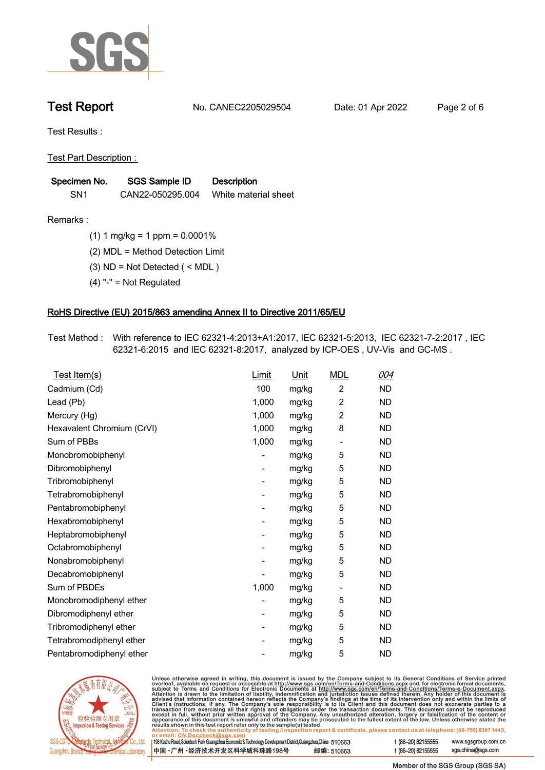# Test Report

No. CANEC2205029504 Date: 01 Apr 2022

Test Results :

Test Part Description :

| Specimen No. | SGS Sample ID | Description |
|---|---|---|
| SN1 | CAN22-050295.004 | White material sheet |

Remarks :

(1) 1 mg/kg = 1 ppm = 0.0001%

(2) MDL = Method Detection Limit

(3) ND = Not Detected ( < MDL )

(4) "-" = Not Regulated

## RoHS Directive (EU) 2015/863 amending Annex II to Directive 2011/65/EU

Test Method : With reference to IEC 62321-4:2013+A1:2017, IEC 62321-5:2013, IEC 62321-7-2:2017 , IEC 62321-6:2015 and IEC 62321-8:2017, analyzed by ICP-OES , UV-Vis and GC-MS .

| Test Item(s) | Limit | Unit | MDL | 004 |
|---|---|---|---|---|
| Cadmium (Cd) | 100 | mg/kg | 2 | ND |
| Lead (Pb) | 1,000 | mg/kg | 2 | ND |
| Mercury (Hg) | 1,000 | mg/kg | 2 | ND |
| Hexavalent Chromium (CrVI) | 1,000 | mg/kg | 8 | ND |
| Sum of PBBs | 1,000 | mg/kg | - | ND |
| Monobromobiphenyl | - | mg/kg | 5 | ND |
| Dibromobiphenyl | - | mg/kg | 5 | ND |
| Tribromobiphenyl | - | mg/kg | 5 | ND |
| Tetrabromobiphenyl | - | mg/kg | 5 | ND |
| Pentabromobiphenyl | - | mg/kg | 5 | ND |
| Hexabromobiphenyl | - | mg/kg | 5 | ND |
| Heptabromobiphenyl | - | mg/kg | 5 | ND |
| Octabromobiphenyl | - | mg/kg | 5 | ND |
| Nonabromobiphenyl | - | mg/kg | 5 | ND |
| Decabromobiphenyl | - | mg/kg | 5 | ND |
| Sum of PBDEs | 1,000 | mg/kg | - | ND |
| Monobromodiphenyl ether | - | mg/kg | 5 | ND |
| Dibromodiphenyl ether | - | mg/kg | 5 | ND |
| Tribromodiphenyl ether | - | mg/kg | 5 | ND |
| Tetrabromodiphenyl ether | - | mg/kg | 5 | ND |
| Pentabromodiphenyl ether | - | mg/kg | 5 | ND |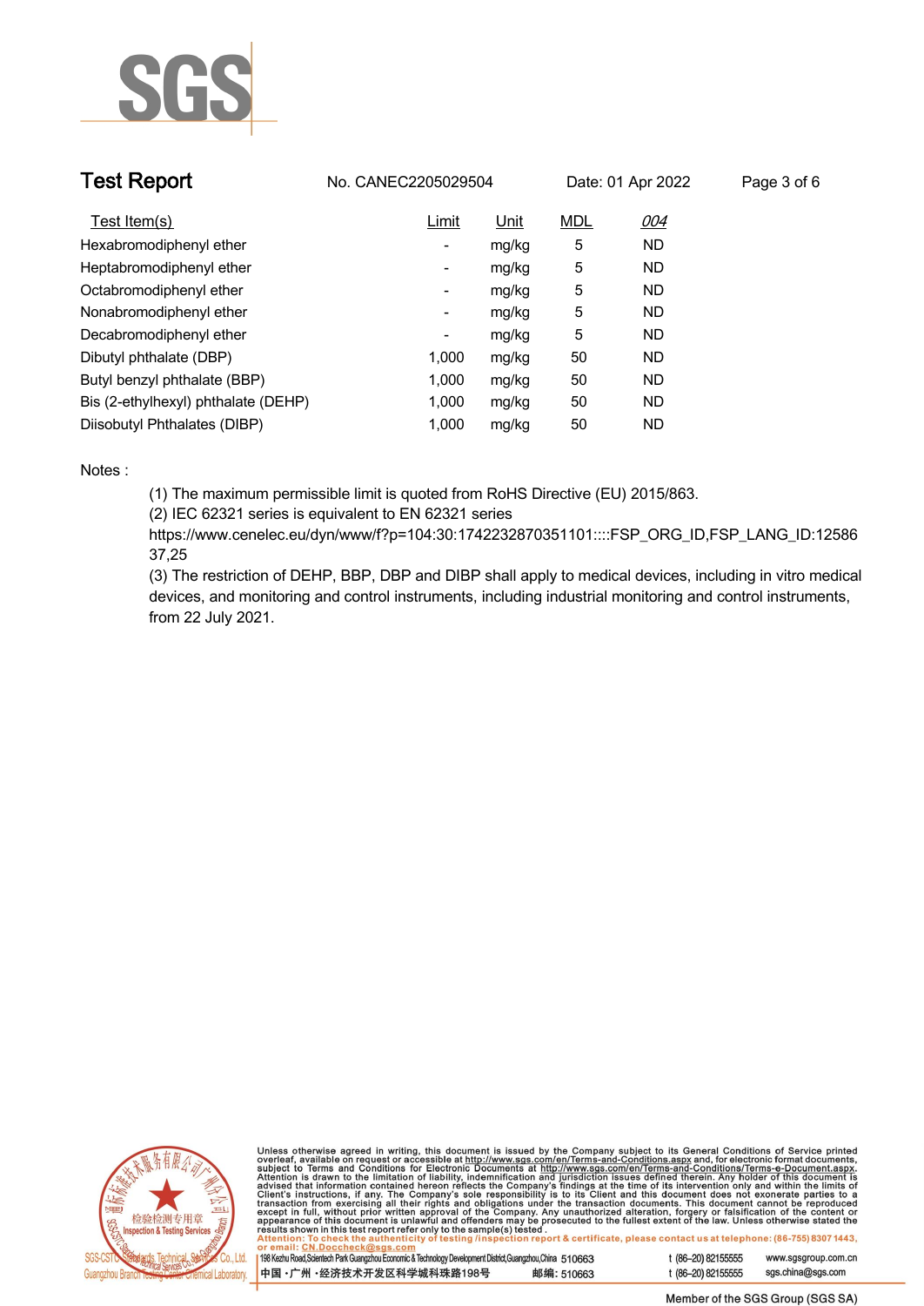| Test Item(s) | Limit | Unit | MDL | 004 |
|---|---|---|---|---|
| Hexabromodiphenyl ether | - | mg/kg | 5 | ND |
| Heptabromodiphenyl ether | - | mg/kg | 5 | ND |
| Octabromodiphenyl ether | - | mg/kg | 5 | ND |
| Nonabromodiphenyl ether | - | mg/kg | 5 | ND |
| Decabromodiphenyl ether | - | mg/kg | 5 | ND |
| Dibutyl phthalate (DBP) | 1,000 | mg/kg | 50 | ND |
| Butyl benzyl phthalate (BBP) | 1,000 | mg/kg | 50 | ND |
| Bis (2-ethylhexyl) phthalate (DEHP) | 1,000 | mg/kg | 50 | ND |
| Diisobutyl Phthalates (DIBP) | 1,000 | mg/kg | 50 | ND |

Notes :

(1) The maximum permissible limit is quoted from RoHS Directive (EU) 2015/863.

(2) IEC 62321 series is equivalent to EN 62321 series https://www.cenelec.eu/dyn/www/f?p=104:30:1742232870351101::::FSP_ORG_ID,FSP_LANG_ID:1258637,25

(3) The restriction of DEHP, BBP, DBP and DIBP shall apply to medical devices, including in vitro medical devices, and monitoring and control instruments, including industrial monitoring and control instruments, from 22 July 2021.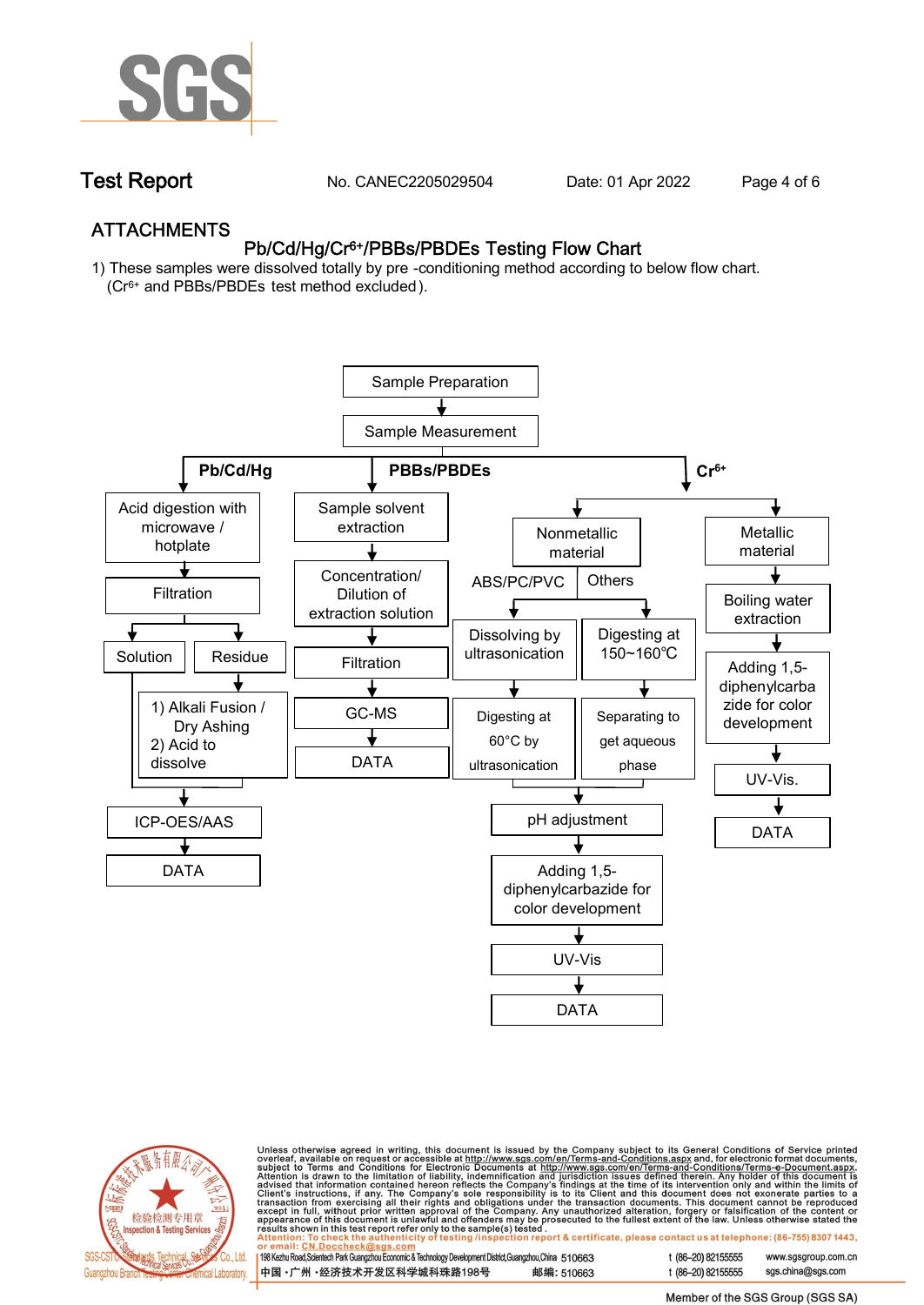## ATTACHMENTS

### Pb/Cd/Hg/$Cr^{6+}$/PBBs/PBDEs Testing Flow Chart

1) These samples were dissolved totally by pre -conditioning method according to below flow chart. ($Cr^{6+}$ and PBBs/PBDEs test method excluded).

Sample Preparation → Sample Measurement

**Pb/Cd/Hg**

- Acid digestion with microwave / hotplate
- Filtration
- Solution / Residue
  - Residue → 1) Alkali Fusion / Dry Ashing 2) Acid to dissolve
- ICP-OES/AAS
- DATA

**PBBs/PBDEs**

- Sample solvent extraction
- Concentration/ Dilution of extraction solution
- Filtration
- GC-MS
- DATA

**$Cr^{6+}$**

- Nonmetallic material
  - ABS/PC/PVC: Dissolving by ultrasonication → Digesting at 60°C by ultrasonication
  - Others: Digesting at 150~160℃ → Separating to get aqueous phase
  - pH adjustment
  - Adding 1,5-diphenylcarbazide for color development
  - UV-Vis
  - DATA
- Metallic material
  - Boiling water extraction
  - Adding 1,5-diphenylcarbazide for color development
  - UV-Vis.
  - DATA

Unless otherwise agreed in writing, this document is issued by the Company subject to its General Conditions of Service printed overleaf, available on request or accessible at http://www.sgs.com/en/Terms-and-Conditions.aspx and, for electronic format documents, subject to Terms and Conditions for Electronic Documents at http://www.sgs.com/en/Terms-and-Conditions/Terms-e-Document.aspx. Attention is drawn to the limitation of liability, indemnification and jurisdiction issues defined therein. Any holder of this document is advised that information contained hereon reflects the Company's findings at the time of its intervention only and within the limits of Client's instructions, if any. The Company's sole responsibility is to its Client and this document does not exonerate parties to a transaction from exercising all their rights and obligations under the transaction documents. This document cannot be reproduced except in full, without prior written approval of the Company. Any unauthorized alteration, forgery or falsification of the content or appearance of this document is unlawful and offenders may be prosecuted to the fullest extent of the law. Unless otherwise stated the results shown in this test report refer only to the sample(s) tested.

Attention: To check the authenticity of testing /inspection report & certificate, please contact us at telephone: (86-755) 8307 1443, or email: CN.Doccheck@sgs.com

198 Kezhu Road,Scientech Park Guangzhou Economic & Technology Development District,Guangzhou,China 510663 t (86–20) 82155555 www.sgsgroup.com.cn

中国 ·广州 ·经济技术开发区科学城科珠路198号 邮编: 510663 t (86–20) 82155555 sgs.china@sgs.com

Member of the SGS Group (SGS SA)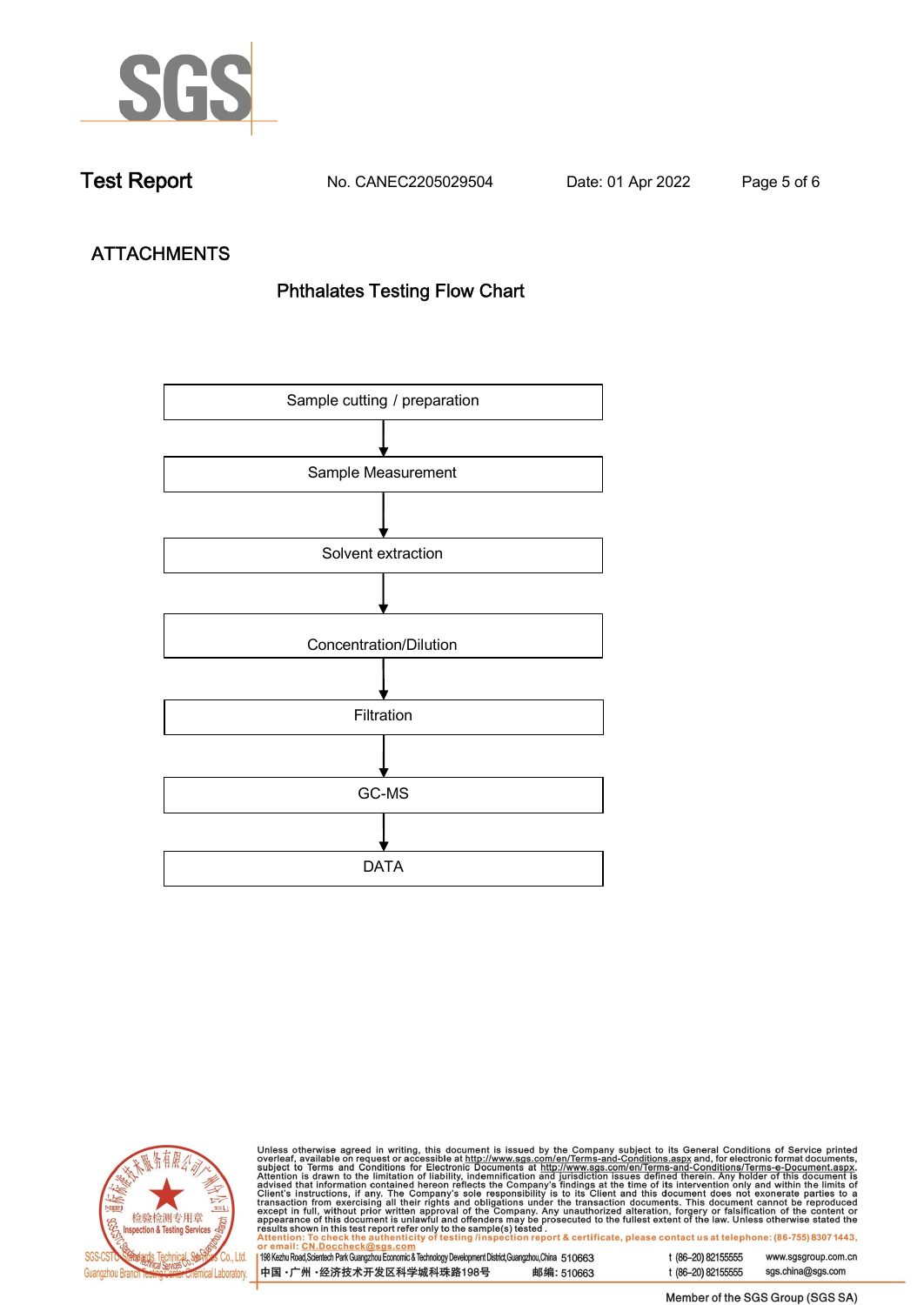Test Report No. CANEC2205029504 Date: 01 Apr 2022

## ATTACHMENTS

### Phthalates Testing Flow Chart

Sample cutting / preparation

↓

Sample Measurement

↓

Solvent extraction

↓

Concentration/Dilution

↓

Filtration

↓

GC-MS

↓

DATA

Unless otherwise agreed in writing, this document is issued by the Company subject to its General Conditions of Service printed overleaf, available on request or accessible at http://www.sgs.com/en/Terms-and-Conditions.aspx and, for electronic format documents, subject to Terms and Conditions for Electronic Documents at http://www.sgs.com/en/Terms-and-Conditions/Terms-e-Document.aspx. Attention is drawn to the limitation of liability, indemnification and jurisdiction issues defined therein. Any holder of this document is advised that information contained hereon reflects the Company's findings at the time of its intervention only and within the limits of Client's instructions, if any. The Company's sole responsibility is to its Client and this document does not exonerate parties to a transaction from exercising all their rights and obligations under the transaction documents. This document cannot be reproduced except in full, without prior written approval of the Company. Any unauthorized alteration, forgery or falsification of the content or appearance of this document is unlawful and offenders may be prosecuted to the fullest extent of the law. Unless otherwise stated the results shown in this test report refer only to the sample(s) tested.

Attention: To check the authenticity of testing /inspection report & certificate, please contact us at telephone: (86-755) 8307 1443, or email: CN.Doccheck@sgs.com

SGS-CSTC Standards Technical Services Co., Ltd. Guangzhou Branch Testing Center Chemical Laboratory.

198 Kezhu Road,Scientech Park Guangzhou Economic & Technology Development District,Guangzhou,China 510663 t (86–20) 82155555 www.sgsgroup.com.cn

中国・广州・经济技术开发区科学城科珠路198号 邮编: 510663 t (86–20) 82155555 sgs.china@sgs.com

Member of the SGS Group (SGS SA)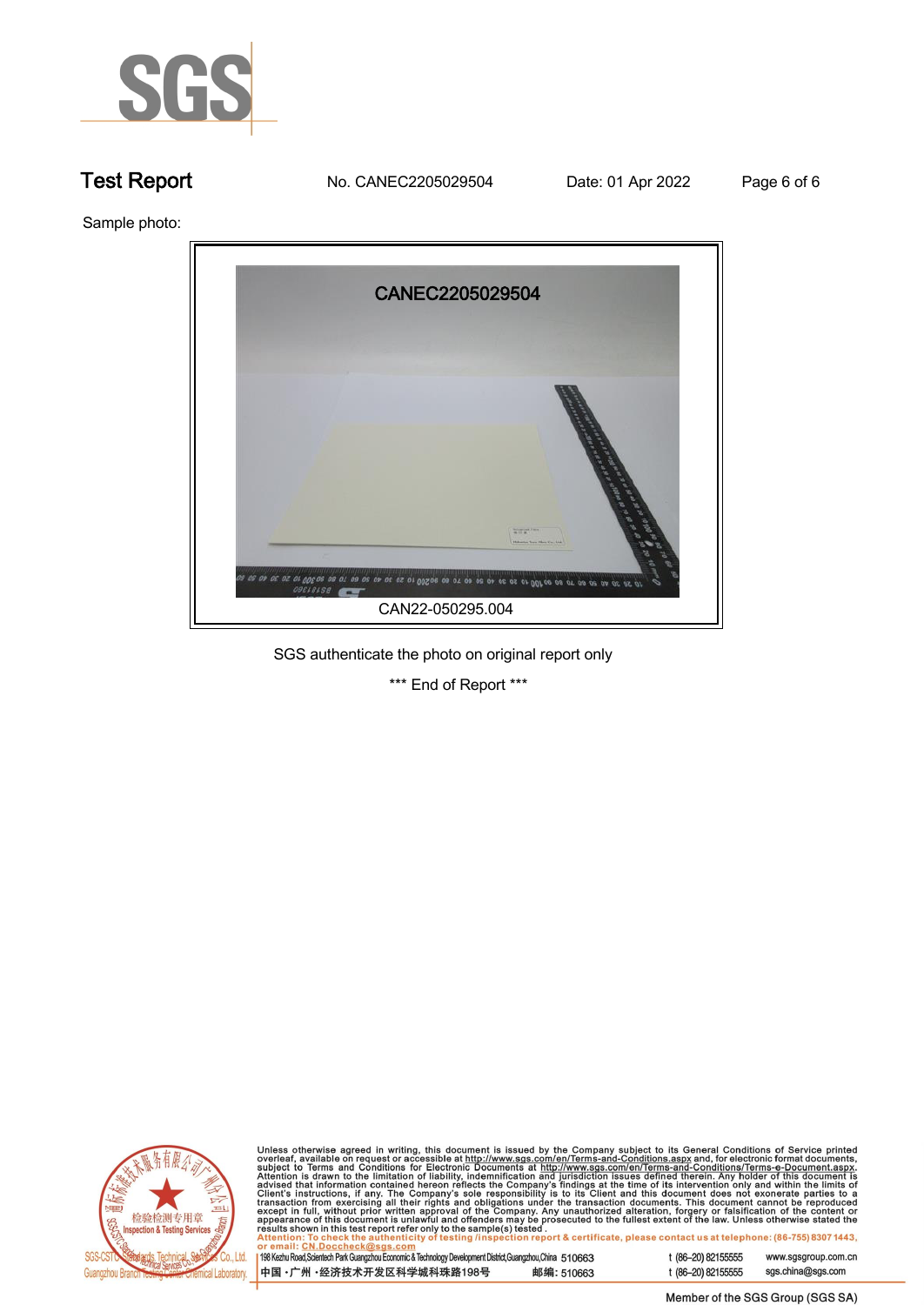Sample photo:

CANEC2205029504

CAN22-050295.004

SGS authenticate the photo on original report only

*** End of Report ***